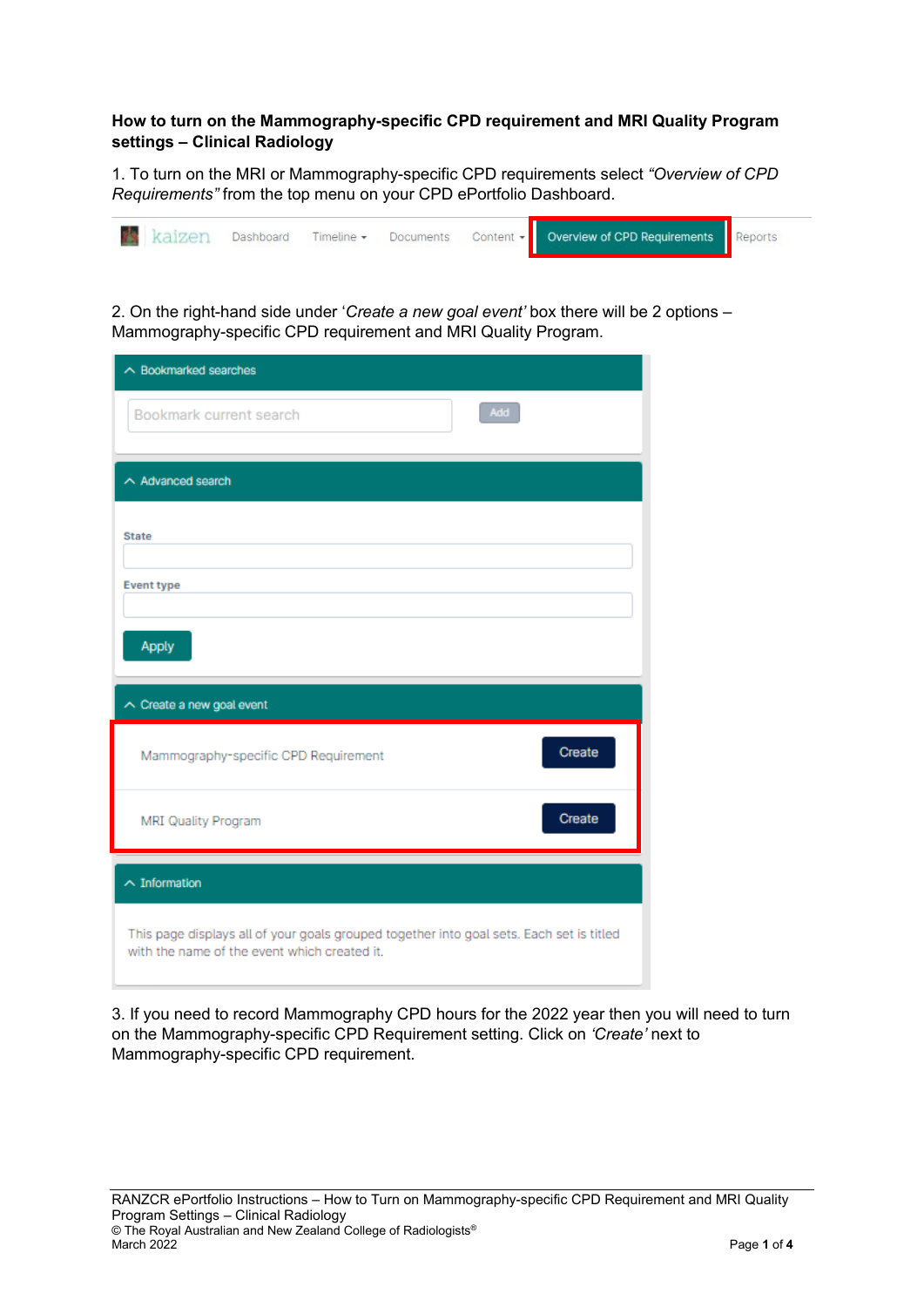**How to turn on the Mammography-specific CPD requirement and MRI Quality Program settings – Clinical Radiology**

1. To turn on the MRI or Mammography-specific CPD requirements select *"Overview of CPD Requirements"* from the top menu on your CPD ePortfolio Dashboard.

2. On the right-hand side under '*Create a new goal event'* box there will be 2 options – Mammography-specific CPD requirement and MRI Quality Program.

3. If you need to record Mammography CPD hours for the 2022 year then you will need to turn on the Mammography-specific CPD Requirement setting. Click on *'Create'* next to Mammography-specific CPD requirement.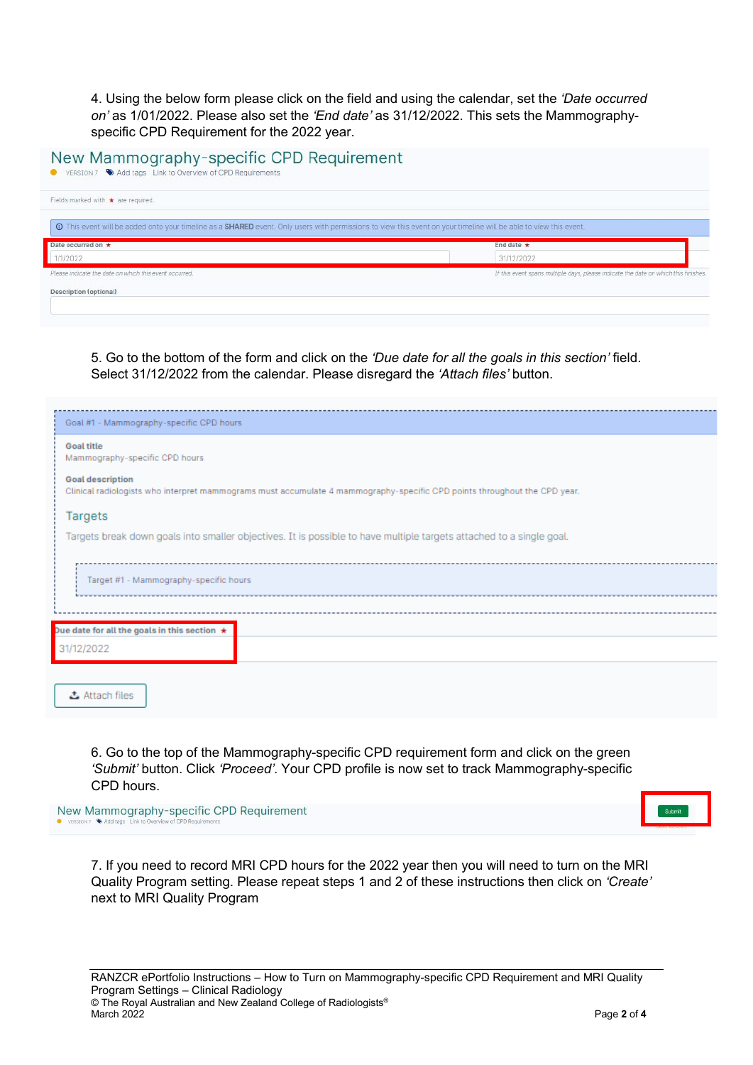4. Using the below form please click on the field and using the calendar, set the *'Date occurred on'* as 1/01/2022. Please also set the *'End date'* as 31/12/2022. This sets the Mammography-specific CPD Requirement for the 2022 year.

New Mammography-specific CPD Requirement

VERSION 7 Add tags Link to Overview of CPD Requirements

Fields marked with * are required.

This event will be added onto your timeline as a **SHARED** event. Only users with permissions to view this event on your timeline will be able to view this event.

Date occurred on * 1/1/2022

End date * 31/12/2022

Please indicate the date on which this event occurred.

If this event spans multiple days, please indicate the date on which this finishes.

Description (optional)

5. Go to the bottom of the form and click on the *'Due date for all the goals in this section'* field. Select 31/12/2022 from the calendar. Please disregard the *'Attach files'* button.

Goal #1 - Mammography-specific CPD hours

Goal title
Mammography-specific CPD hours

Goal description
Clinical radiologists who interpret mammograms must accumulate 4 mammography-specific CPD points throughout the CPD year.

Targets

Targets break down goals into smaller objectives. It is possible to have multiple targets attached to a single goal.

Target #1 - Mammography-specific hours

Due date for all the goals in this section *
31/12/2022

Attach files

6. Go to the top of the Mammography-specific CPD requirement form and click on the green *'Submit'* button. Click *'Proceed'*. Your CPD profile is now set to track Mammography-specific CPD hours.

New Mammography-specific CPD Requirement

VERSION 7 Add tags Link to Overview of CPD Requirements

Submit

7. If you need to record MRI CPD hours for the 2022 year then you will need to turn on the MRI Quality Program setting. Please repeat steps 1 and 2 of these instructions then click on *'Create'* next to MRI Quality Program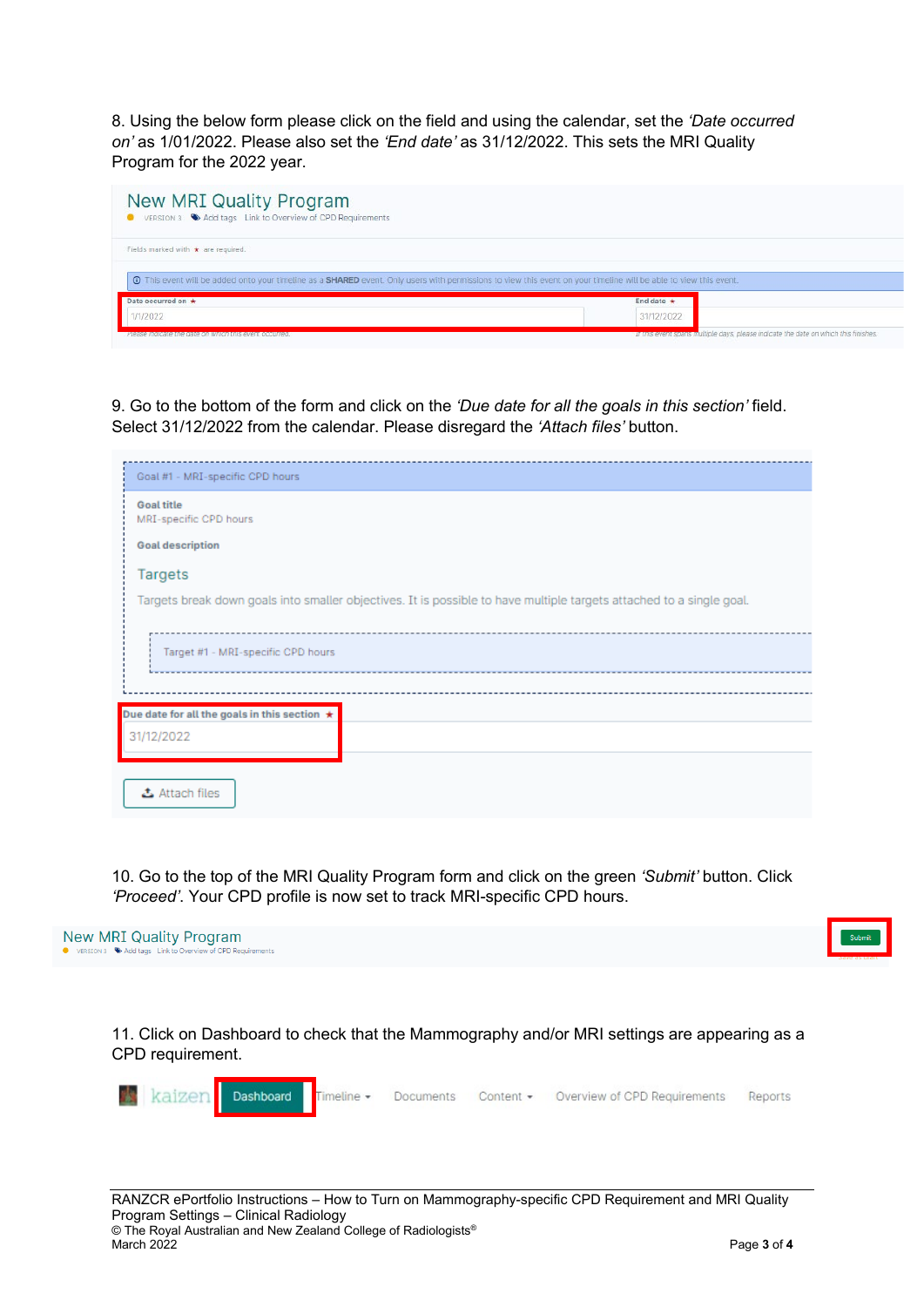8. Using the below form please click on the field and using the calendar, set the *'Date occurred on'* as 1/01/2022. Please also set the *'End date'* as 31/12/2022. This sets the MRI Quality Program for the 2022 year.

9. Go to the bottom of the form and click on the *'Due date for all the goals in this section'* field. Select 31/12/2022 from the calendar. Please disregard the *'Attach files'* button.

10. Go to the top of the MRI Quality Program form and click on the green *'Submit'* button. Click *'Proceed'*. Your CPD profile is now set to track MRI-specific CPD hours.

11. Click on Dashboard to check that the Mammography and/or MRI settings are appearing as a CPD requirement.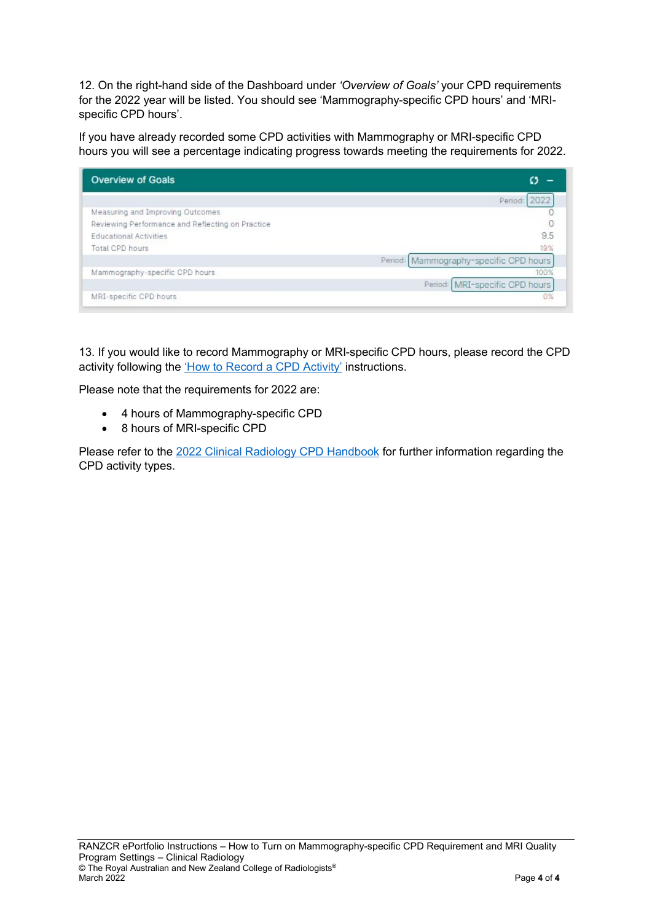12. On the right-hand side of the Dashboard under *'Overview of Goals'* your CPD requirements for the 2022 year will be listed. You should see 'Mammography-specific CPD hours' and 'MRI-specific CPD hours'.

If you have already recorded some CPD activities with Mammography or MRI-specific CPD hours you will see a percentage indicating progress towards meeting the requirements for 2022.

Overview of Goals

| | Period: 2022 |
|---|---|
| Measuring and Improving Outcomes | 0 |
| Reviewing Performance and Reflecting on Practice | 0 |
| Educational Activities | 9.5 |
| Total CPD hours | 19% |
| | Period: Mammography-specific CPD hours |
| Mammography-specific CPD hours | 100% |
| | Period: MRI-specific CPD hours |
| MRI-specific CPD hours | 0% |

13. If you would like to record Mammography or MRI-specific CPD hours, please record the CPD activity following the 'How to Record a CPD Activity' instructions.

Please note that the requirements for 2022 are:

- 4 hours of Mammography-specific CPD
- 8 hours of MRI-specific CPD

Please refer to the 2022 Clinical Radiology CPD Handbook for further information regarding the CPD activity types.

RANZCR ePortfolio Instructions – How to Turn on Mammography-specific CPD Requirement and MRI Quality Program Settings – Clinical Radiology
© The Royal Australian and New Zealand College of Radiologists®
March 2022